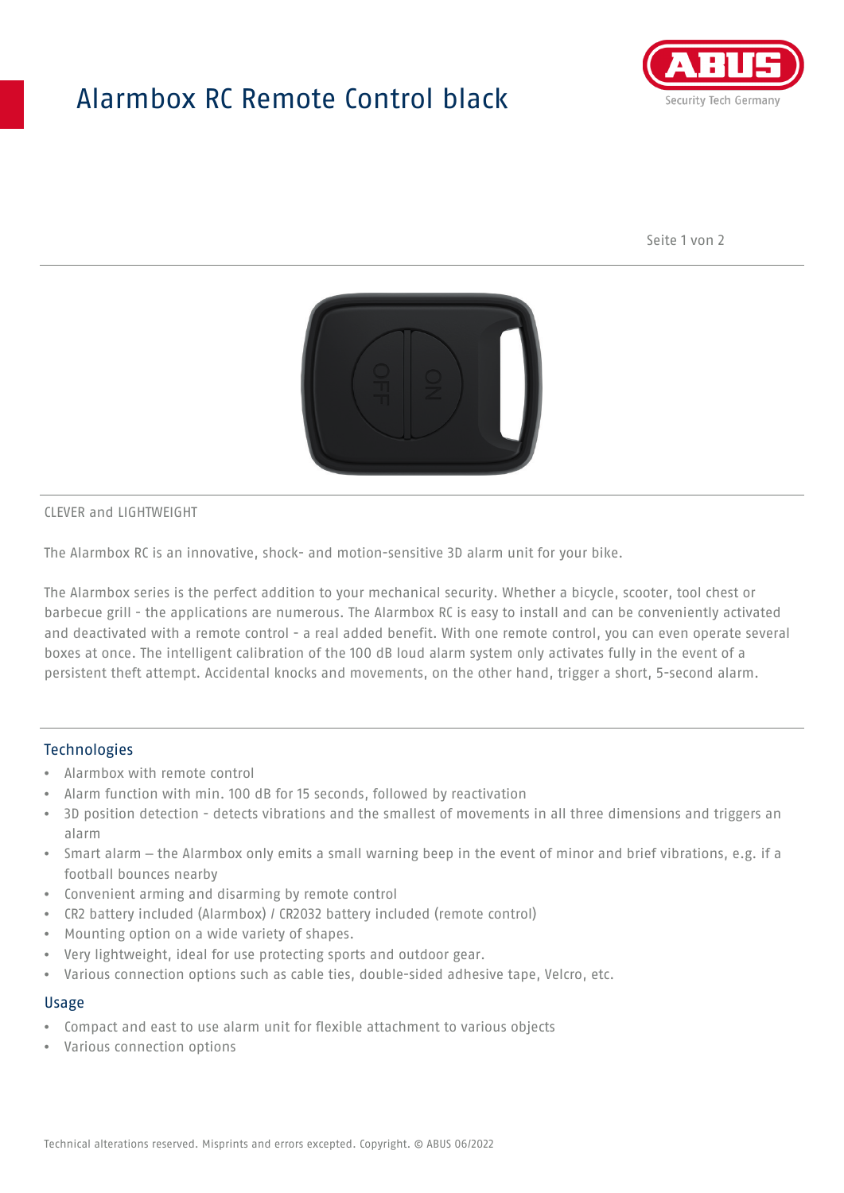# Alarmbox RC Remote Control black

CLEVER and LIGHTWEIGHT

The Alarmbox RC is an innovative, shock- and motion-sensitive 3D alarm unit for your bike.

The Alarmbox series is the perfect addition to your mechanical security. Whether a bicycle, scooter, tool chest or barbecue grill - the applications are numerous. The Alarmbox RC is easy to install and can be conveniently activated and deactivated with a remote control - a real added benefit. With one remote control, you can even operate several boxes at once. The intelligent calibration of the 100 dB loud alarm system only activates fully in the event of a persistent theft attempt. Accidental knocks and movements, on the other hand, trigger a short, 5-second alarm.

## Technologies

- Alarmbox with remote control
- Alarm function with min. 100 dB for 15 seconds, followed by reactivation
- 3D position detection - detects vibrations and the smallest of movements in all three dimensions and triggers an alarm
- Smart alarm – the Alarmbox only emits a small warning beep in the event of minor and brief vibrations, e.g. if a football bounces nearby
- Convenient arming and disarming by remote control
- CR2 battery included (Alarmbox) / CR2032 battery included (remote control)
- Mounting option on a wide variety of shapes.
- Very lightweight, ideal for use protecting sports and outdoor gear.
- Various connection options such as cable ties, double-sided adhesive tape, Velcro, etc.

## Usage

- Compact and east to use alarm unit for flexible attachment to various objects
- Various connection options

Technical alterations reserved. Misprints and errors excepted. Copyright. © ABUS 06/2022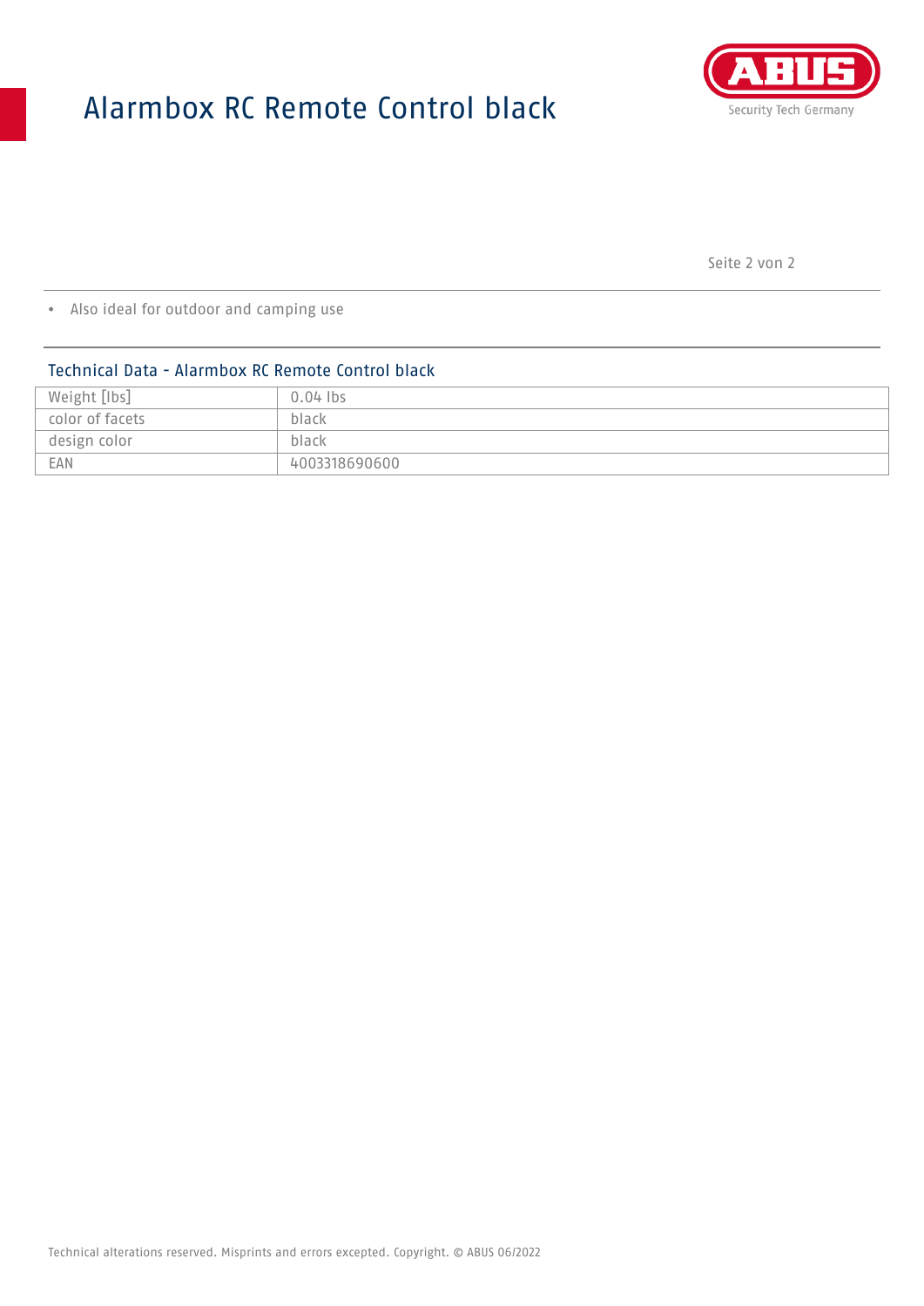- Also ideal for outdoor and camping use

## Technical Data - Alarmbox RC Remote Control black

| | |
|---|---|
| Weight [lbs] | 0.04 lbs |
| color of facets | black |
| design color | black |
| EAN | 4003318690600 |

Technical alterations reserved. Misprints and errors excepted. Copyright. © ABUS 06/2022